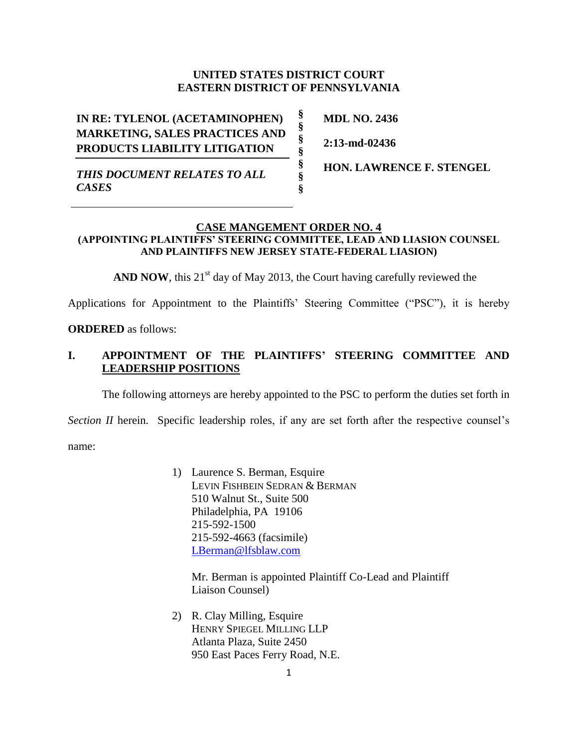**UNITED STATES DISTRICT COURT**
**EASTERN DISTRICT OF PENNSYLVANIA**

| | | |
|---|---|---|
| **IN RE: TYLENOL (ACETAMINOPHEN) MARKETING, SALES PRACTICES AND PRODUCTS LIABILITY LITIGATION** | § § § § | **MDL NO. 2436** **2:13-md-02436** |
| ***THIS DOCUMENT RELATES TO ALL CASES*** | § § § | **HON. LAWRENCE F. STENGEL** |

**CASE MANGEMENT ORDER NO. 4**
**(APPOINTING PLAINTIFFS' STEERING COMMITTEE, LEAD AND LIASION COUNSEL AND PLAINTIFFS NEW JERSEY STATE-FEDERAL LIASION)**

**AND NOW**, this 21st day of May 2013, the Court having carefully reviewed the Applications for Appointment to the Plaintiffs' Steering Committee ("PSC"), it is hereby **ORDERED** as follows:

## I. APPOINTMENT OF THE PLAINTIFFS' STEERING COMMITTEE AND LEADERSHIP POSITIONS

The following attorneys are hereby appointed to the PSC to perform the duties set forth in *Section II* herein. Specific leadership roles, if any are set forth after the respective counsel's name:

1) Laurence S. Berman, Esquire
   LEVIN FISHBEIN SEDRAN & BERMAN
   510 Walnut St., Suite 500
   Philadelphia, PA 19106
   215-592-1500
   215-592-4663 (facsimile)
   LBerman@lfsblaw.com

   Mr. Berman is appointed Plaintiff Co-Lead and Plaintiff Liaison Counsel)

2) R. Clay Milling, Esquire
   HENRY SPIEGEL MILLING LLP
   Atlanta Plaza, Suite 2450
   950 East Paces Ferry Road, N.E.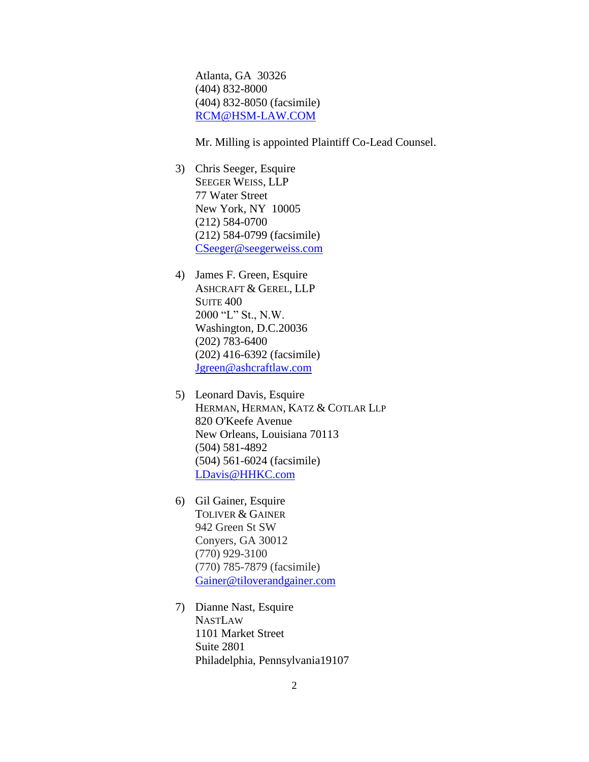Atlanta, GA  30326
(404) 832-8000
(404) 832-8050 (facsimile)
RCM@HSM-LAW.COM

Mr. Milling is appointed Plaintiff Co-Lead Counsel.

3) Chris Seeger, Esquire
   SEEGER WEISS, LLP
   77 Water Street
   New York, NY  10005
   (212) 584-0700
   (212) 584-0799 (facsimile)
   CSeeger@seegerweiss.com

4) James F. Green, Esquire
   ASHCRAFT & GEREL, LLP
   SUITE 400
   2000 "L" St., N.W.
   Washington, D.C.20036
   (202) 783-6400
   (202) 416-6392 (facsimile)
   Jgreen@ashcraftlaw.com

5) Leonard Davis, Esquire
   HERMAN, HERMAN, KATZ & COTLAR LLP
   820 O'Keefe Avenue
   New Orleans, Louisiana 70113
   (504) 581-4892
   (504) 561-6024 (facsimile)
   LDavis@HHKC.com

6) Gil Gainer, Esquire
   TOLIVER & GAINER
   942 Green St SW
   Conyers, GA 30012
   (770) 929-3100
   (770) 785-7879 (facsimile)
   Gainer@tiloverandgainer.com

7) Dianne Nast, Esquire
   NASTLAW
   1101 Market Street
   Suite 2801
   Philadelphia, Pennsylvania19107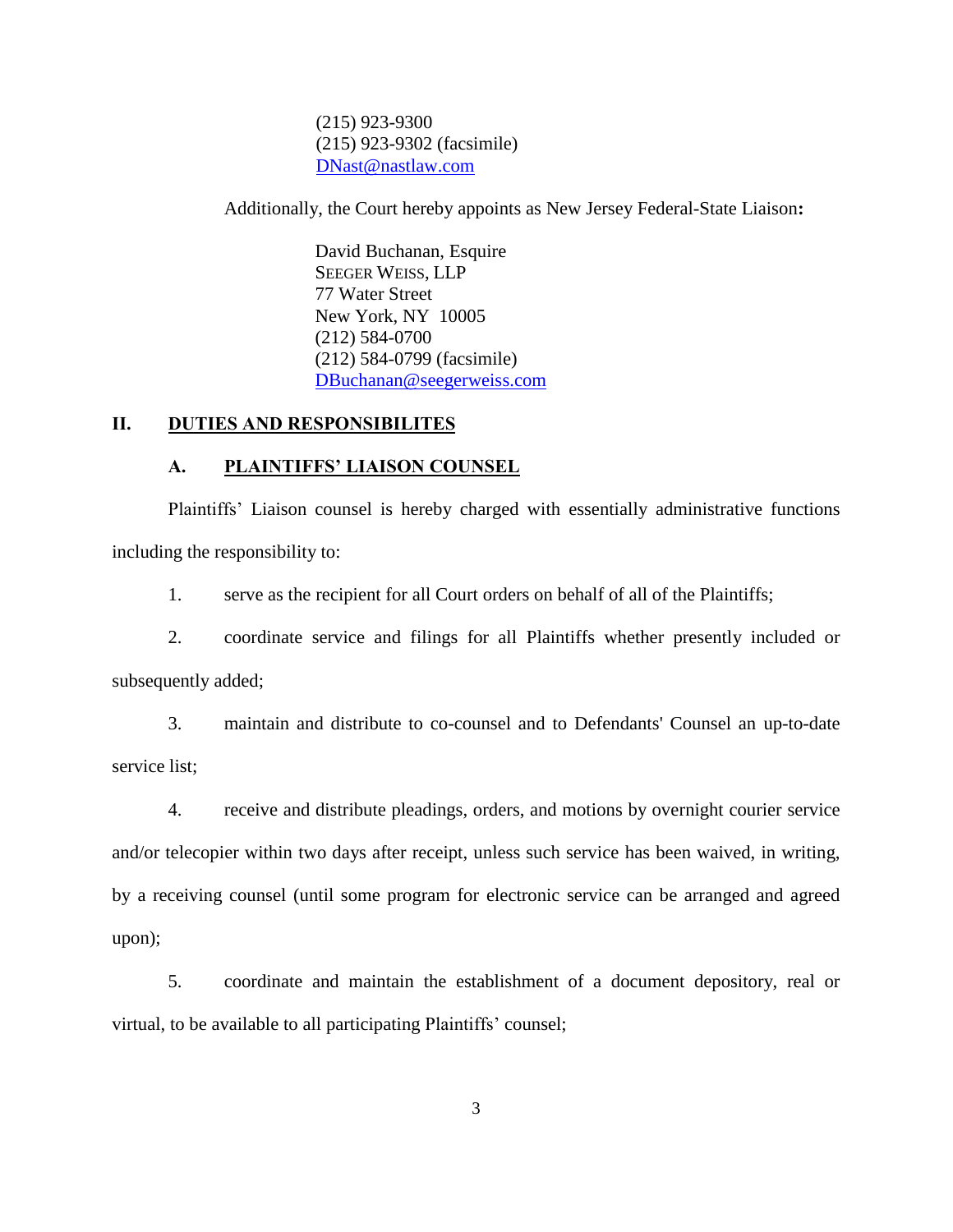(215) 923-9300
(215) 923-9302 (facsimile)
DNast@nastlaw.com

Additionally, the Court hereby appoints as New Jersey Federal-State Liaison**:**

David Buchanan, Esquire
SEEGER WEISS, LLP
77 Water Street
New York, NY 10005
(212) 584-0700
(212) 584-0799 (facsimile)
DBuchanan@seegerweiss.com

## II. DUTIES AND RESPONSIBILITES

### A. PLAINTIFFS' LIAISON COUNSEL

Plaintiffs' Liaison counsel is hereby charged with essentially administrative functions including the responsibility to:

1. serve as the recipient for all Court orders on behalf of all of the Plaintiffs;

2. coordinate service and filings for all Plaintiffs whether presently included or subsequently added;

3. maintain and distribute to co-counsel and to Defendants' Counsel an up-to-date service list;

4. receive and distribute pleadings, orders, and motions by overnight courier service and/or telecopier within two days after receipt, unless such service has been waived, in writing, by a receiving counsel (until some program for electronic service can be arranged and agreed upon);

5. coordinate and maintain the establishment of a document depository, real or virtual, to be available to all participating Plaintiffs' counsel;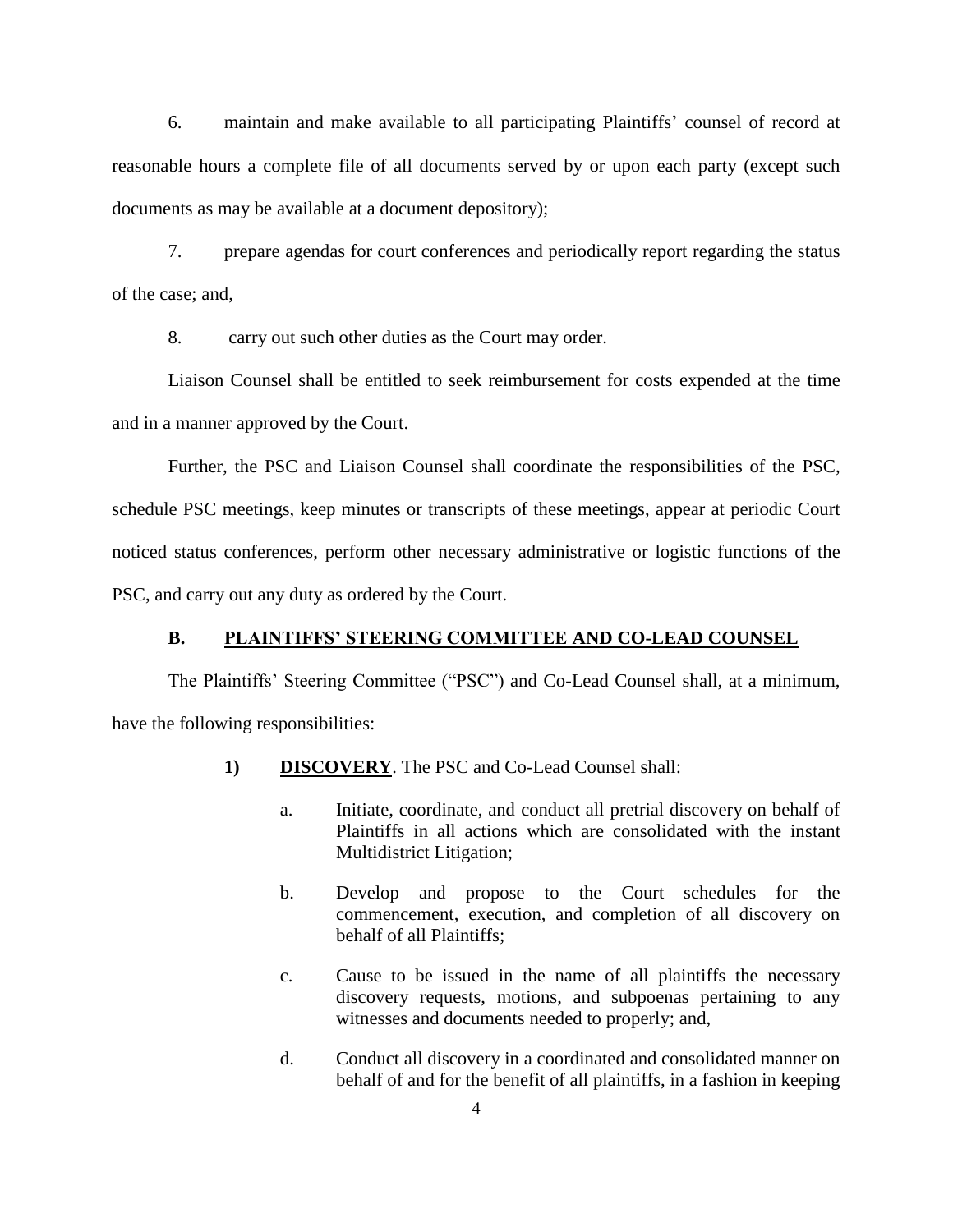6. maintain and make available to all participating Plaintiffs' counsel of record at reasonable hours a complete file of all documents served by or upon each party (except such documents as may be available at a document depository);

7. prepare agendas for court conferences and periodically report regarding the status of the case; and,

8. carry out such other duties as the Court may order.

Liaison Counsel shall be entitled to seek reimbursement for costs expended at the time and in a manner approved by the Court.

Further, the PSC and Liaison Counsel shall coordinate the responsibilities of the PSC, schedule PSC meetings, keep minutes or transcripts of these meetings, appear at periodic Court noticed status conferences, perform other necessary administrative or logistic functions of the PSC, and carry out any duty as ordered by the Court.

### B. <u>PLAINTIFFS' STEERING COMMITTEE AND CO-LEAD COUNSEL</u>

The Plaintiffs' Steering Committee ("PSC") and Co-Lead Counsel shall, at a minimum, have the following responsibilities:

**1) <u>DISCOVERY</u>**. The PSC and Co-Lead Counsel shall:

a. Initiate, coordinate, and conduct all pretrial discovery on behalf of Plaintiffs in all actions which are consolidated with the instant Multidistrict Litigation;

b. Develop and propose to the Court schedules for the commencement, execution, and completion of all discovery on behalf of all Plaintiffs;

c. Cause to be issued in the name of all plaintiffs the necessary discovery requests, motions, and subpoenas pertaining to any witnesses and documents needed to properly; and,

d. Conduct all discovery in a coordinated and consolidated manner on behalf of and for the benefit of all plaintiffs, in a fashion in keeping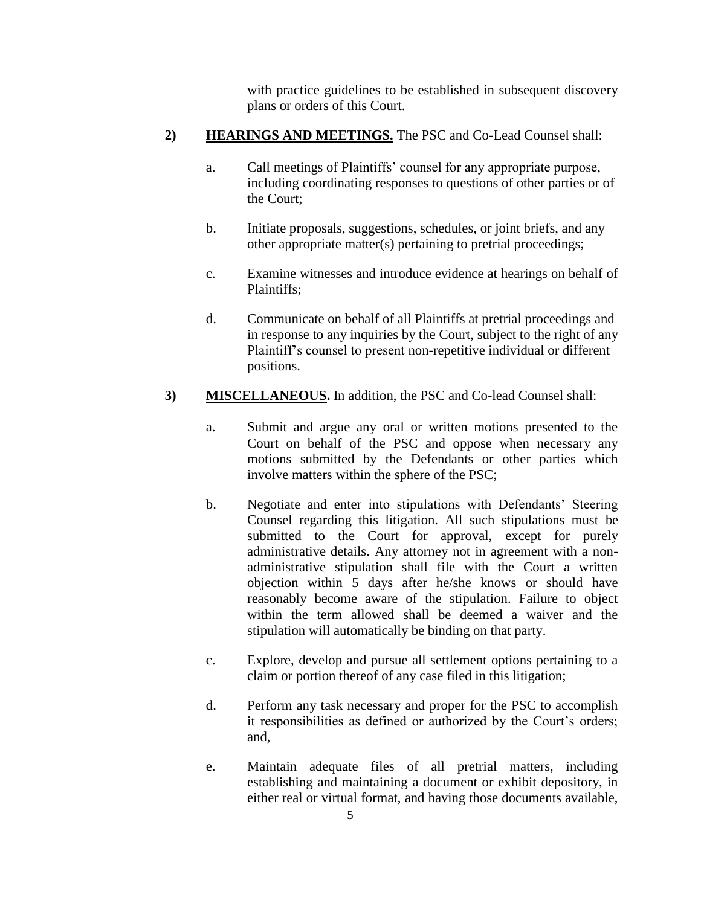with practice guidelines to be established in subsequent discovery plans or orders of this Court.

**2)** **<u>HEARINGS AND MEETINGS.</u>** The PSC and Co-Lead Counsel shall:

a. Call meetings of Plaintiffs' counsel for any appropriate purpose, including coordinating responses to questions of other parties or of the Court;

b. Initiate proposals, suggestions, schedules, or joint briefs, and any other appropriate matter(s) pertaining to pretrial proceedings;

c. Examine witnesses and introduce evidence at hearings on behalf of Plaintiffs;

d. Communicate on behalf of all Plaintiffs at pretrial proceedings and in response to any inquiries by the Court, subject to the right of any Plaintiff's counsel to present non-repetitive individual or different positions.

**3)** **<u>MISCELLANEOUS</u>.** In addition, the PSC and Co-lead Counsel shall:

a. Submit and argue any oral or written motions presented to the Court on behalf of the PSC and oppose when necessary any motions submitted by the Defendants or other parties which involve matters within the sphere of the PSC;

b. Negotiate and enter into stipulations with Defendants' Steering Counsel regarding this litigation. All such stipulations must be submitted to the Court for approval, except for purely administrative details. Any attorney not in agreement with a non-administrative stipulation shall file with the Court a written objection within 5 days after he/she knows or should have reasonably become aware of the stipulation. Failure to object within the term allowed shall be deemed a waiver and the stipulation will automatically be binding on that party.

c. Explore, develop and pursue all settlement options pertaining to a claim or portion thereof of any case filed in this litigation;

d. Perform any task necessary and proper for the PSC to accomplish it responsibilities as defined or authorized by the Court's orders; and,

e. Maintain adequate files of all pretrial matters, including establishing and maintaining a document or exhibit depository, in either real or virtual format, and having those documents available,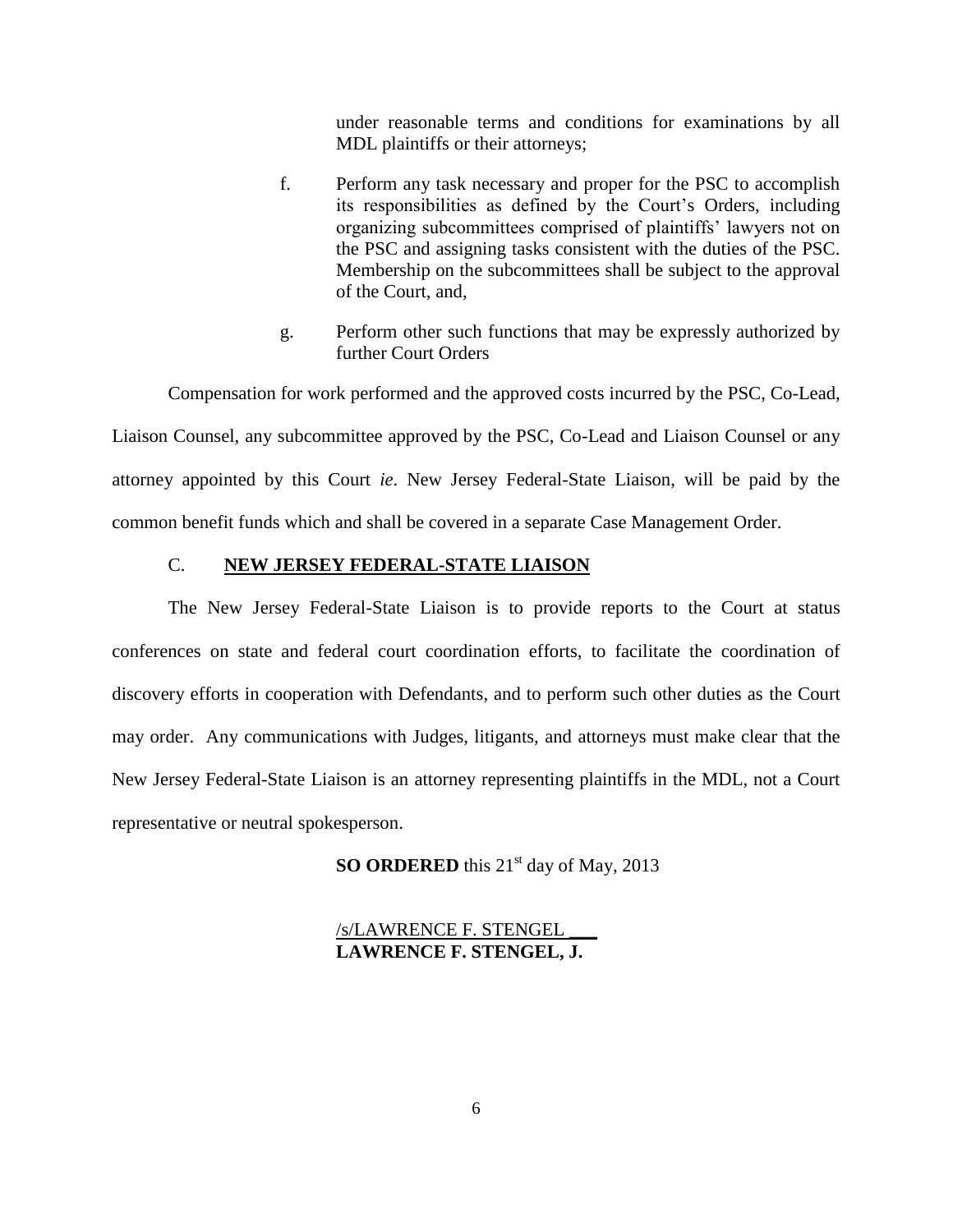under reasonable terms and conditions for examinations by all MDL plaintiffs or their attorneys;

f. Perform any task necessary and proper for the PSC to accomplish its responsibilities as defined by the Court's Orders, including organizing subcommittees comprised of plaintiffs' lawyers not on the PSC and assigning tasks consistent with the duties of the PSC. Membership on the subcommittees shall be subject to the approval of the Court, and,

g. Perform other such functions that may be expressly authorized by further Court Orders

Compensation for work performed and the approved costs incurred by the PSC, Co-Lead, Liaison Counsel, any subcommittee approved by the PSC, Co-Lead and Liaison Counsel or any attorney appointed by this Court *ie*. New Jersey Federal-State Liaison, will be paid by the common benefit funds which and shall be covered in a separate Case Management Order.

C. **NEW JERSEY FEDERAL-STATE LIAISON**

The New Jersey Federal-State Liaison is to provide reports to the Court at status conferences on state and federal court coordination efforts, to facilitate the coordination of discovery efforts in cooperation with Defendants, and to perform such other duties as the Court may order. Any communications with Judges, litigants, and attorneys must make clear that the New Jersey Federal-State Liaison is an attorney representing plaintiffs in the MDL, not a Court representative or neutral spokesperson.

**SO ORDERED** this 21st day of May, 2013

/s/LAWRENCE F. STENGEL \_\_\_
**LAWRENCE F. STENGEL, J.**